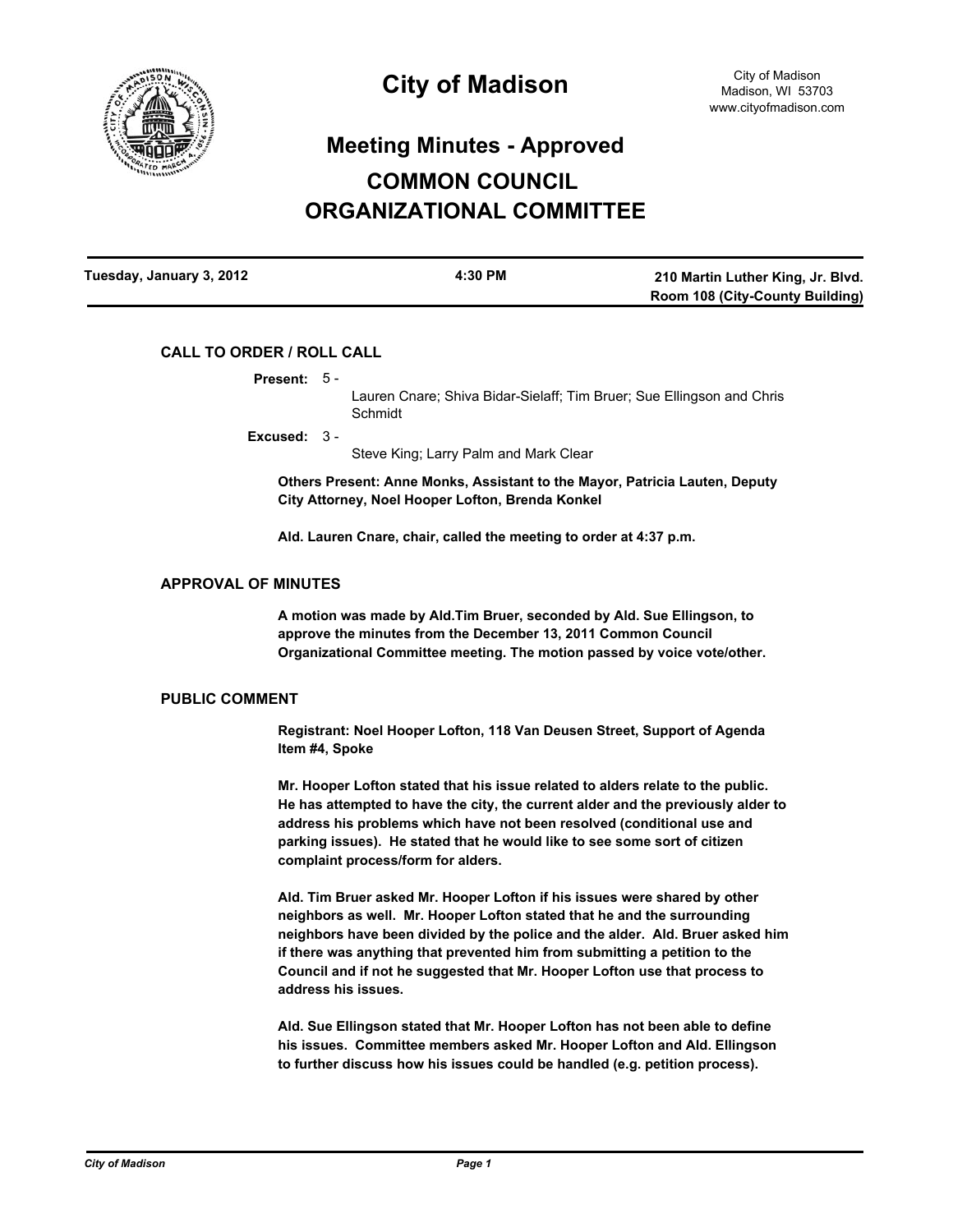# City of Madison

City of Madison
Madison, WI 53703
www.cityofmadison.com

## Meeting Minutes - Approved

## COMMON COUNCIL ORGANIZATIONAL COMMITTEE

| Tuesday, January 3, 2012 | 4:30 PM | 210 Martin Luther King, Jr. Blvd. Room 108 (City-County Building) |
|---|---|---|

### CALL TO ORDER / ROLL CALL

**Present:** 5 -
Lauren Cnare; Shiva Bidar-Sielaff; Tim Bruer; Sue Ellingson and Chris Schmidt

**Excused:** 3 -
Steve King; Larry Palm and Mark Clear

**Others Present: Anne Monks, Assistant to the Mayor, Patricia Lauten, Deputy City Attorney, Noel Hooper Lofton, Brenda Konkel**

**Ald. Lauren Cnare, chair, called the meeting to order at 4:37 p.m.**

### APPROVAL OF MINUTES

**A motion was made by Ald.Tim Bruer, seconded by Ald. Sue Ellingson, to approve the minutes from the December 13, 2011 Common Council Organizational Committee meeting. The motion passed by voice vote/other.**

### PUBLIC COMMENT

**Registrant: Noel Hooper Lofton, 118 Van Deusen Street, Support of Agenda Item #4, Spoke**

**Mr. Hooper Lofton stated that his issue related to alders relate to the public. He has attempted to have the city, the current alder and the previously alder to address his problems which have not been resolved (conditional use and parking issues). He stated that he would like to see some sort of citizen complaint process/form for alders.**

**Ald. Tim Bruer asked Mr. Hooper Lofton if his issues were shared by other neighbors as well. Mr. Hooper Lofton stated that he and the surrounding neighbors have been divided by the police and the alder. Ald. Bruer asked him if there was anything that prevented him from submitting a petition to the Council and if not he suggested that Mr. Hooper Lofton use that process to address his issues.**

**Ald. Sue Ellingson stated that Mr. Hooper Lofton has not been able to define his issues. Committee members asked Mr. Hooper Lofton and Ald. Ellingson to further discuss how his issues could be handled (e.g. petition process).**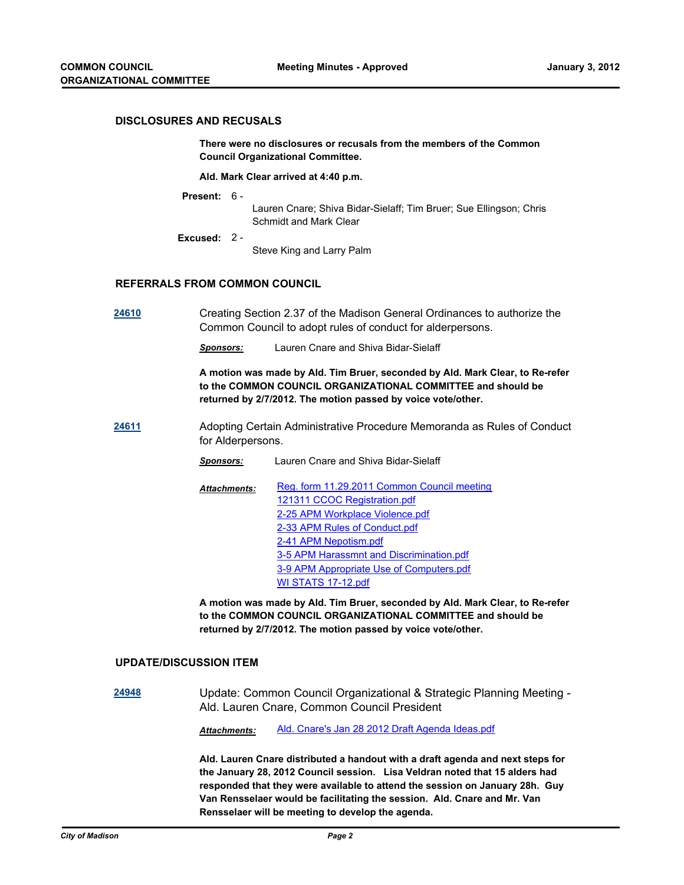## DISCLOSURES AND RECUSALS

**There were no disclosures or recusals from the members of the Common Council Organizational Committee.**

**Ald. Mark Clear arrived at 4:40 p.m.**

**Present:** 6 - Lauren Cnare; Shiva Bidar-Sielaff; Tim Bruer; Sue Ellingson; Chris Schmidt and Mark Clear

**Excused:** 2 - Steve King and Larry Palm

## REFERRALS FROM COMMON COUNCIL

**24610** Creating Section 2.37 of the Madison General Ordinances to authorize the Common Council to adopt rules of conduct for alderpersons.

***Sponsors:*** Lauren Cnare and Shiva Bidar-Sielaff

**A motion was made by Ald. Tim Bruer, seconded by Ald. Mark Clear, to Re-refer to the COMMON COUNCIL ORGANIZATIONAL COMMITTEE and should be returned by 2/7/2012. The motion passed by voice vote/other.**

**24611** Adopting Certain Administrative Procedure Memoranda as Rules of Conduct for Alderpersons.

***Sponsors:*** Lauren Cnare and Shiva Bidar-Sielaff

***Attachments:***
- Reg. form 11.29.2011 Common Council meeting
- 121311 CCOC Registration.pdf
- 2-25 APM Workplace Violence.pdf
- 2-33 APM Rules of Conduct.pdf
- 2-41 APM Nepotism.pdf
- 3-5 APM Harassmnt and Discrimination.pdf
- 3-9 APM Appropriate Use of Computers.pdf
- WI STATS 17-12.pdf

**A motion was made by Ald. Tim Bruer, seconded by Ald. Mark Clear, to Re-refer to the COMMON COUNCIL ORGANIZATIONAL COMMITTEE and should be returned by 2/7/2012. The motion passed by voice vote/other.**

## UPDATE/DISCUSSION ITEM

**24948** Update: Common Council Organizational & Strategic Planning Meeting - Ald. Lauren Cnare, Common Council President

***Attachments:*** Ald. Cnare's Jan 28 2012 Draft Agenda Ideas.pdf

**Ald. Lauren Cnare distributed a handout with a draft agenda and next steps for the January 28, 2012 Council session. Lisa Veldran noted that 15 alders had responded that they were available to attend the session on January 28h. Guy Van Rensselaer would be facilitating the session. Ald. Cnare and Mr. Van Rensselaer will be meeting to develop the agenda.**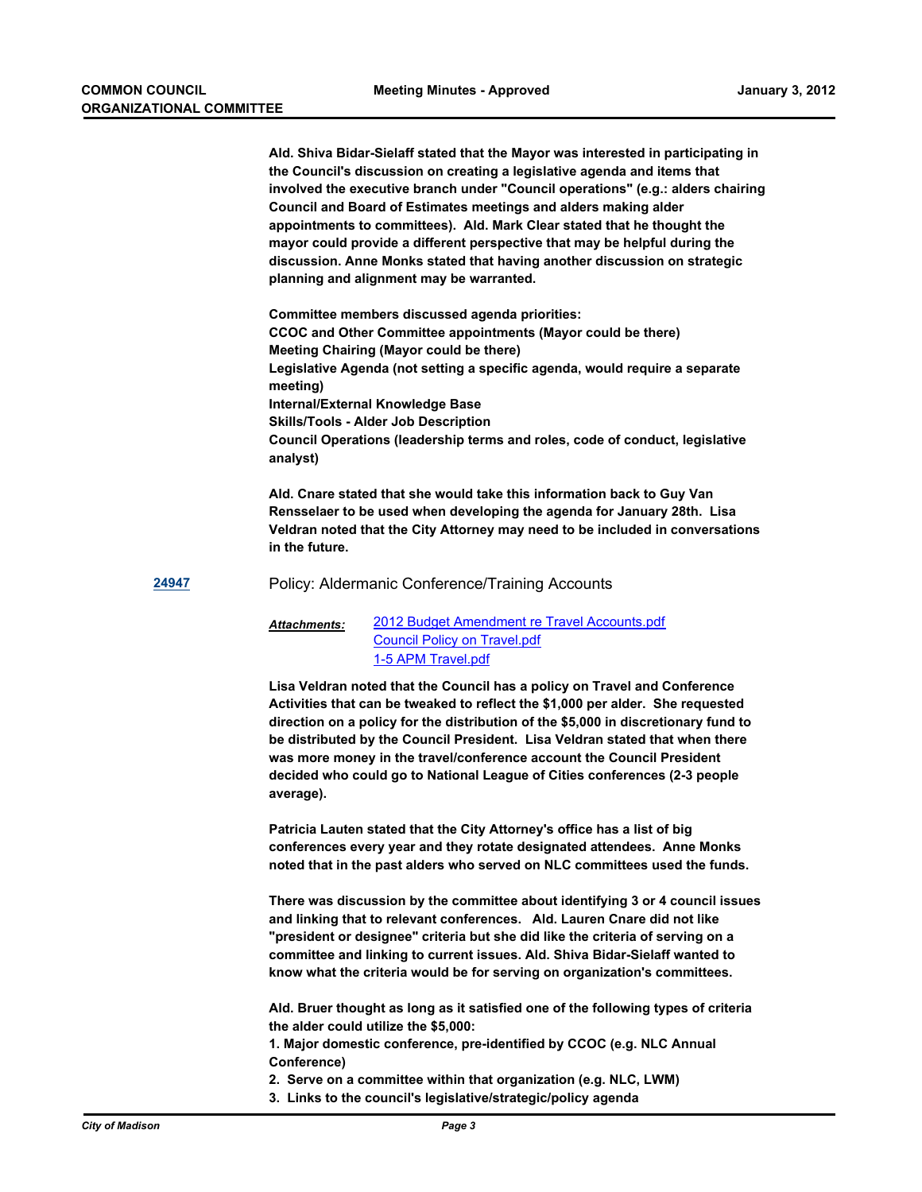**Ald. Shiva Bidar-Sielaff stated that the Mayor was interested in participating in the Council's discussion on creating a legislative agenda and items that involved the executive branch under "Council operations" (e.g.: alders chairing Council and Board of Estimates meetings and alders making alder appointments to committees). Ald. Mark Clear stated that he thought the mayor could provide a different perspective that may be helpful during the discussion. Anne Monks stated that having another discussion on strategic planning and alignment may be warranted.**

**Committee members discussed agenda priorities:**
**CCOC and Other Committee appointments (Mayor could be there)**
**Meeting Chairing (Mayor could be there)**
**Legislative Agenda (not setting a specific agenda, would require a separate meeting)**
**Internal/External Knowledge Base**
**Skills/Tools - Alder Job Description**
**Council Operations (leadership terms and roles, code of conduct, legislative analyst)**

**Ald. Cnare stated that she would take this information back to Guy Van Rensselaer to be used when developing the agenda for January 28th. Lisa Veldran noted that the City Attorney may need to be included in conversations in the future.**

**24947** Policy: Aldermanic Conference/Training Accounts

***Attachments:*** 2012 Budget Amendment re Travel Accounts.pdf
Council Policy on Travel.pdf
1-5 APM Travel.pdf

**Lisa Veldran noted that the Council has a policy on Travel and Conference Activities that can be tweaked to reflect the $1,000 per alder. She requested direction on a policy for the distribution of the $5,000 in discretionary fund to be distributed by the Council President. Lisa Veldran stated that when there was more money in the travel/conference account the Council President decided who could go to National League of Cities conferences (2-3 people average).**

**Patricia Lauten stated that the City Attorney's office has a list of big conferences every year and they rotate designated attendees. Anne Monks noted that in the past alders who served on NLC committees used the funds.**

**There was discussion by the committee about identifying 3 or 4 council issues and linking that to relevant conferences. Ald. Lauren Cnare did not like "president or designee" criteria but she did like the criteria of serving on a committee and linking to current issues. Ald. Shiva Bidar-Sielaff wanted to know what the criteria would be for serving on organization's committees.**

**Ald. Bruer thought as long as it satisfied one of the following types of criteria the alder could utilize the $5,000:**
**1. Major domestic conference, pre-identified by CCOC (e.g. NLC Annual Conference)**
**2. Serve on a committee within that organization (e.g. NLC, LWM)**
**3. Links to the council's legislative/strategic/policy agenda**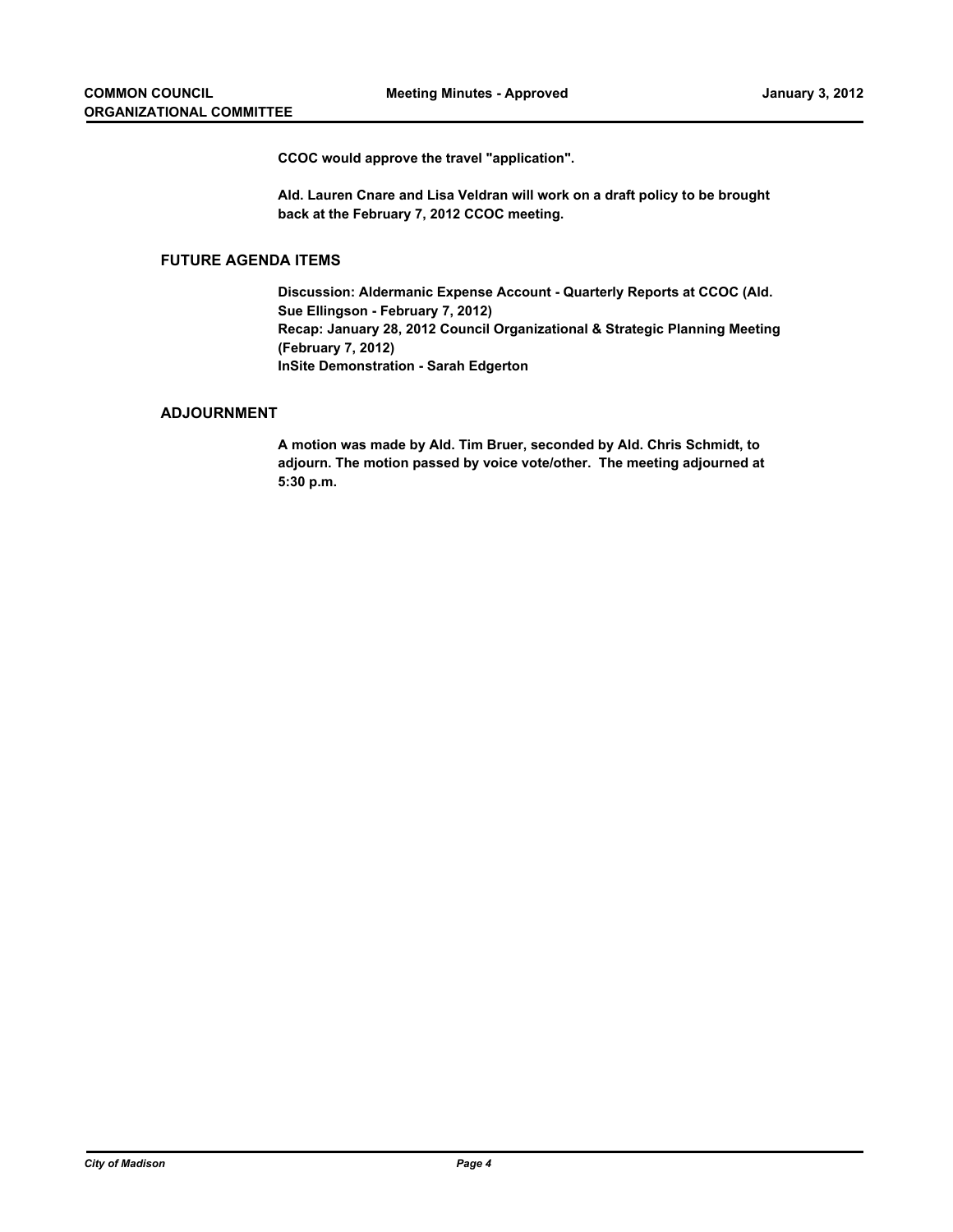**CCOC would approve the travel "application".**

**Ald. Lauren Cnare and Lisa Veldran will work on a draft policy to be brought back at the February 7, 2012 CCOC meeting.**

## FUTURE AGENDA ITEMS

**Discussion: Aldermanic Expense Account - Quarterly Reports at CCOC (Ald. Sue Ellingson - February 7, 2012)**
**Recap: January 28, 2012 Council Organizational & Strategic Planning Meeting (February 7, 2012)**
**InSite Demonstration - Sarah Edgerton**

## ADJOURNMENT

**A motion was made by Ald. Tim Bruer, seconded by Ald. Chris Schmidt, to adjourn. The motion passed by voice vote/other. The meeting adjourned at 5:30 p.m.**